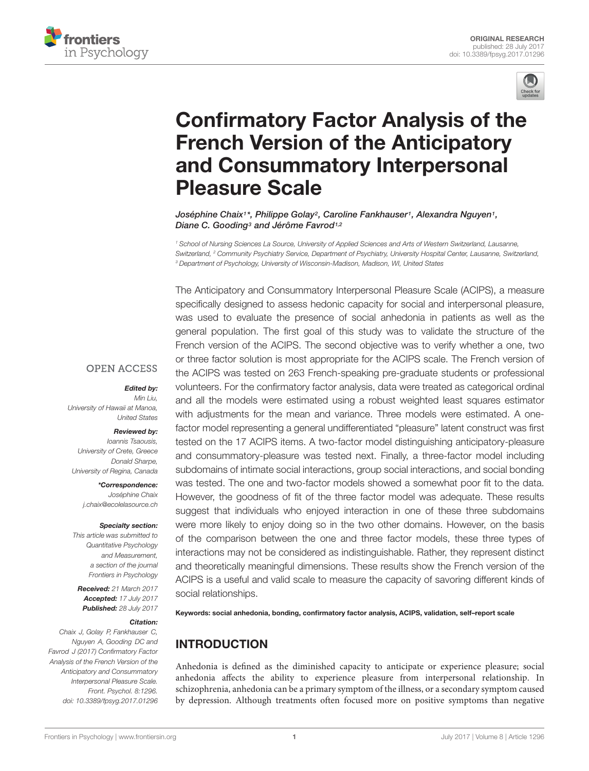ORIGINAL RESEARCH
published: 28 July 2017
doi: 10.3389/fpsyg.2017.01296

# Confirmatory Factor Analysis of the French Version of the Anticipatory and Consummatory Interpersonal Pleasure Scale

*Joséphine Chaix[1]\*, Philippe Golay[2], Caroline Fankhauser[1], Alexandra Nguyen[1], Diane C. Gooding[3] and Jérôme Favrod[1,2]*

[1] School of Nursing Sciences La Source, University of Applied Sciences and Arts of Western Switzerland, Lausanne, Switzerland, [2] Community Psychiatry Service, Department of Psychiatry, University Hospital Center, Lausanne, Switzerland, [3] Department of Psychology, University of Wisconsin-Madison, Madison, WI, United States

OPEN ACCESS

***Edited by:***
*Min Liu,*
*University of Hawaii at Manoa, United States*

***Reviewed by:***
*Ioannis Tsaousis,*
*University of Crete, Greece*
*Donald Sharpe,*
*University of Regina, Canada*

***\*Correspondence:***
*Joséphine Chaix*
*j.chaix@ecolelasource.ch*

***Specialty section:***
*This article was submitted to Quantitative Psychology and Measurement, a section of the journal Frontiers in Psychology*

***Received:*** *21 March 2017*
***Accepted:*** *17 July 2017*
***Published:*** *28 July 2017*

***Citation:***
*Chaix J, Golay P, Fankhauser C, Nguyen A, Gooding DC and Favrod J (2017) Confirmatory Factor Analysis of the French Version of the Anticipatory and Consummatory Interpersonal Pleasure Scale. Front. Psychol. 8:1296. doi: 10.3389/fpsyg.2017.01296*

The Anticipatory and Consummatory Interpersonal Pleasure Scale (ACIPS), a measure specifically designed to assess hedonic capacity for social and interpersonal pleasure, was used to evaluate the presence of social anhedonia in patients as well as the general population. The first goal of this study was to validate the structure of the French version of the ACIPS. The second objective was to verify whether a one, two or three factor solution is most appropriate for the ACIPS scale. The French version of the ACIPS was tested on 263 French-speaking pre-graduate students or professional volunteers. For the confirmatory factor analysis, data were treated as categorical ordinal and all the models were estimated using a robust weighted least squares estimator with adjustments for the mean and variance. Three models were estimated. A one-factor model representing a general undifferentiated "pleasure" latent construct was first tested on the 17 ACIPS items. A two-factor model distinguishing anticipatory-pleasure and consummatory-pleasure was tested next. Finally, a three-factor model including subdomains of intimate social interactions, group social interactions, and social bonding was tested. The one and two-factor models showed a somewhat poor fit to the data. However, the goodness of fit of the three factor model was adequate. These results suggest that individuals who enjoyed interaction in one of these three subdomains were more likely to enjoy doing so in the two other domains. However, on the basis of the comparison between the one and three factor models, these three types of interactions may not be considered as indistinguishable. Rather, they represent distinct and theoretically meaningful dimensions. These results show the French version of the ACIPS is a useful and valid scale to measure the capacity of savoring different kinds of social relationships.

**Keywords: social anhedonia, bonding, confirmatory factor analysis, ACIPS, validation, self–report scale**

## INTRODUCTION

Anhedonia is defined as the diminished capacity to anticipate or experience pleasure; social anhedonia affects the ability to experience pleasure from interpersonal relationship. In schizophrenia, anhedonia can be a primary symptom of the illness, or a secondary symptom caused by depression. Although treatments often focused more on positive symptoms than negative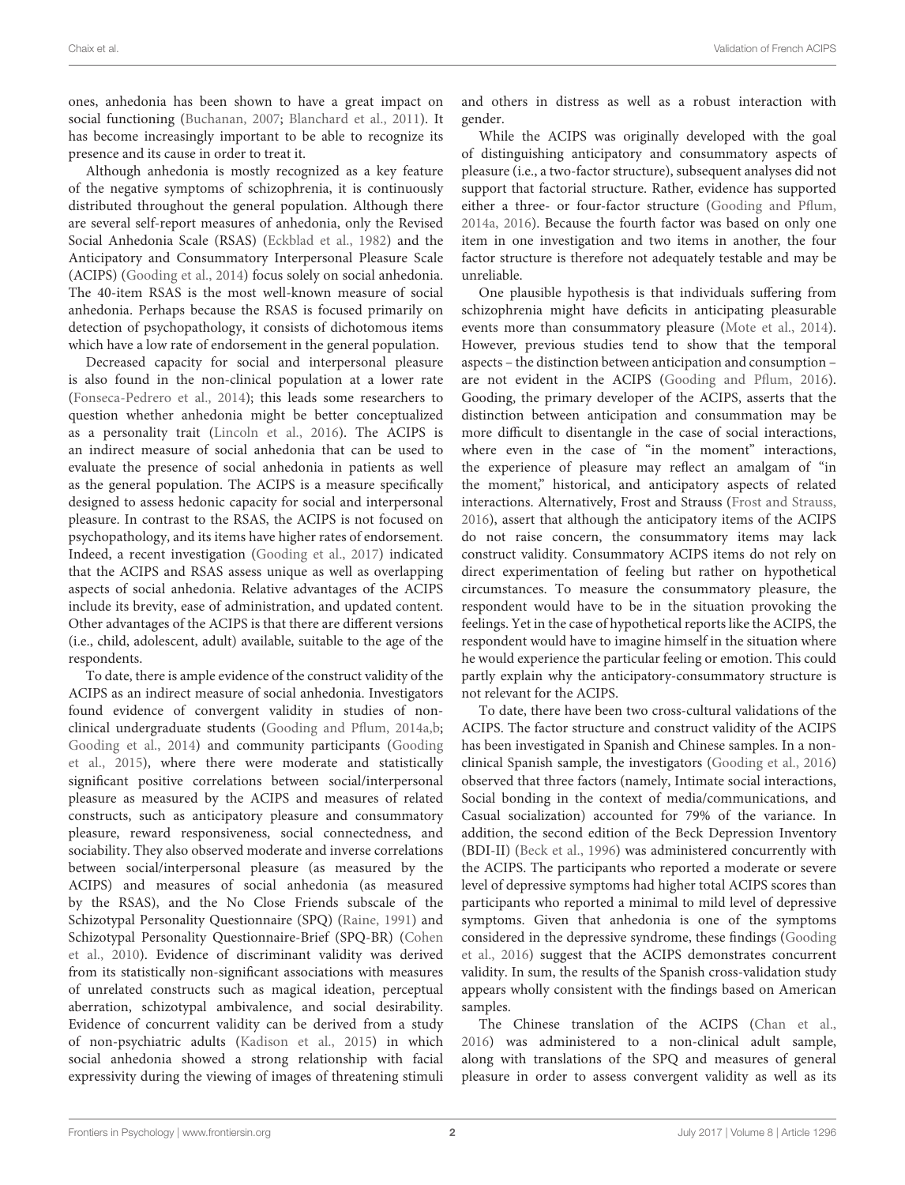ones, anhedonia has been shown to have a great impact on social functioning (Buchanan, 2007; Blanchard et al., 2011). It has become increasingly important to be able to recognize its presence and its cause in order to treat it.

Although anhedonia is mostly recognized as a key feature of the negative symptoms of schizophrenia, it is continuously distributed throughout the general population. Although there are several self-report measures of anhedonia, only the Revised Social Anhedonia Scale (RSAS) (Eckblad et al., 1982) and the Anticipatory and Consummatory Interpersonal Pleasure Scale (ACIPS) (Gooding et al., 2014) focus solely on social anhedonia. The 40-item RSAS is the most well-known measure of social anhedonia. Perhaps because the RSAS is focused primarily on detection of psychopathology, it consists of dichotomous items which have a low rate of endorsement in the general population.

Decreased capacity for social and interpersonal pleasure is also found in the non-clinical population at a lower rate (Fonseca-Pedrero et al., 2014); this leads some researchers to question whether anhedonia might be better conceptualized as a personality trait (Lincoln et al., 2016). The ACIPS is an indirect measure of social anhedonia that can be used to evaluate the presence of social anhedonia in patients as well as the general population. The ACIPS is a measure specifically designed to assess hedonic capacity for social and interpersonal pleasure. In contrast to the RSAS, the ACIPS is not focused on psychopathology, and its items have higher rates of endorsement. Indeed, a recent investigation (Gooding et al., 2017) indicated that the ACIPS and RSAS assess unique as well as overlapping aspects of social anhedonia. Relative advantages of the ACIPS include its brevity, ease of administration, and updated content. Other advantages of the ACIPS is that there are different versions (i.e., child, adolescent, adult) available, suitable to the age of the respondents.

To date, there is ample evidence of the construct validity of the ACIPS as an indirect measure of social anhedonia. Investigators found evidence of convergent validity in studies of non-clinical undergraduate students (Gooding and Pflum, 2014a,b; Gooding et al., 2014) and community participants (Gooding et al., 2015), where there were moderate and statistically significant positive correlations between social/interpersonal pleasure as measured by the ACIPS and measures of related constructs, such as anticipatory pleasure and consummatory pleasure, reward responsiveness, social connectedness, and sociability. They also observed moderate and inverse correlations between social/interpersonal pleasure (as measured by the ACIPS) and measures of social anhedonia (as measured by the RSAS), and the No Close Friends subscale of the Schizotypal Personality Questionnaire (SPQ) (Raine, 1991) and Schizotypal Personality Questionnaire-Brief (SPQ-BR) (Cohen et al., 2010). Evidence of discriminant validity was derived from its statistically non-significant associations with measures of unrelated constructs such as magical ideation, perceptual aberration, schizotypal ambivalence, and social desirability. Evidence of concurrent validity can be derived from a study of non-psychiatric adults (Kadison et al., 2015) in which social anhedonia showed a strong relationship with facial expressivity during the viewing of images of threatening stimuli and others in distress as well as a robust interaction with gender.

While the ACIPS was originally developed with the goal of distinguishing anticipatory and consummatory aspects of pleasure (i.e., a two-factor structure), subsequent analyses did not support that factorial structure. Rather, evidence has supported either a three- or four-factor structure (Gooding and Pflum, 2014a, 2016). Because the fourth factor was based on only one item in one investigation and two items in another, the four factor structure is therefore not adequately testable and may be unreliable.

One plausible hypothesis is that individuals suffering from schizophrenia might have deficits in anticipating pleasurable events more than consummatory pleasure (Mote et al., 2014). However, previous studies tend to show that the temporal aspects – the distinction between anticipation and consumption – are not evident in the ACIPS (Gooding and Pflum, 2016). Gooding, the primary developer of the ACIPS, asserts that the distinction between anticipation and consummation may be more difficult to disentangle in the case of social interactions, where even in the case of "in the moment" interactions, the experience of pleasure may reflect an amalgam of "in the moment," historical, and anticipatory aspects of related interactions. Alternatively, Frost and Strauss (Frost and Strauss, 2016), assert that although the anticipatory items of the ACIPS do not raise concern, the consummatory items may lack construct validity. Consummatory ACIPS items do not rely on direct experimentation of feeling but rather on hypothetical circumstances. To measure the consummatory pleasure, the respondent would have to be in the situation provoking the feelings. Yet in the case of hypothetical reports like the ACIPS, the respondent would have to imagine himself in the situation where he would experience the particular feeling or emotion. This could partly explain why the anticipatory-consummatory structure is not relevant for the ACIPS.

To date, there have been two cross-cultural validations of the ACIPS. The factor structure and construct validity of the ACIPS has been investigated in Spanish and Chinese samples. In a non-clinical Spanish sample, the investigators (Gooding et al., 2016) observed that three factors (namely, Intimate social interactions, Social bonding in the context of media/communications, and Casual socialization) accounted for 79% of the variance. In addition, the second edition of the Beck Depression Inventory (BDI-II) (Beck et al., 1996) was administered concurrently with the ACIPS. The participants who reported a moderate or severe level of depressive symptoms had higher total ACIPS scores than participants who reported a minimal to mild level of depressive symptoms. Given that anhedonia is one of the symptoms considered in the depressive syndrome, these findings (Gooding et al., 2016) suggest that the ACIPS demonstrates concurrent validity. In sum, the results of the Spanish cross-validation study appears wholly consistent with the findings based on American samples.

The Chinese translation of the ACIPS (Chan et al., 2016) was administered to a non-clinical adult sample, along with translations of the SPQ and measures of general pleasure in order to assess convergent validity as well as its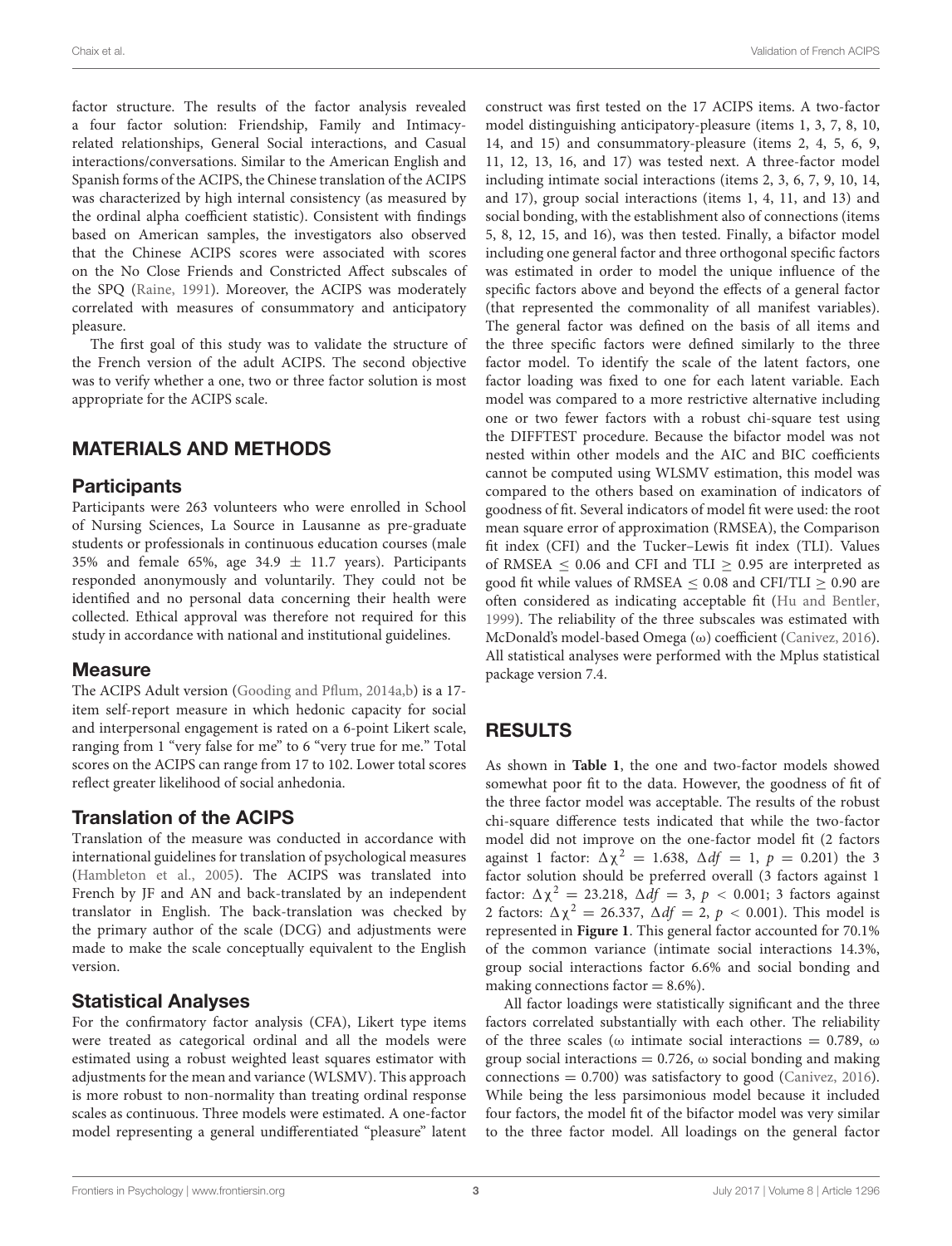factor structure. The results of the factor analysis revealed a four factor solution: Friendship, Family and Intimacy-related relationships, General Social interactions, and Casual interactions/conversations. Similar to the American English and Spanish forms of the ACIPS, the Chinese translation of the ACIPS was characterized by high internal consistency (as measured by the ordinal alpha coefficient statistic). Consistent with findings based on American samples, the investigators also observed that the Chinese ACIPS scores were associated with scores on the No Close Friends and Constricted Affect subscales of the SPQ (Raine, 1991). Moreover, the ACIPS was moderately correlated with measures of consummatory and anticipatory pleasure.

The first goal of this study was to validate the structure of the French version of the adult ACIPS. The second objective was to verify whether a one, two or three factor solution is most appropriate for the ACIPS scale.

## MATERIALS AND METHODS

### Participants

Participants were 263 volunteers who were enrolled in School of Nursing Sciences, La Source in Lausanne as pre-graduate students or professionals in continuous education courses (male 35% and female 65%, age 34.9 ± 11.7 years). Participants responded anonymously and voluntarily. They could not be identified and no personal data concerning their health were collected. Ethical approval was therefore not required for this study in accordance with national and institutional guidelines.

### Measure

The ACIPS Adult version (Gooding and Pflum, 2014a,b) is a 17-item self-report measure in which hedonic capacity for social and interpersonal engagement is rated on a 6-point Likert scale, ranging from 1 "very false for me" to 6 "very true for me." Total scores on the ACIPS can range from 17 to 102. Lower total scores reflect greater likelihood of social anhedonia.

### Translation of the ACIPS

Translation of the measure was conducted in accordance with international guidelines for translation of psychological measures (Hambleton et al., 2005). The ACIPS was translated into French by JF and AN and back-translated by an independent translator in English. The back-translation was checked by the primary author of the scale (DCG) and adjustments were made to make the scale conceptually equivalent to the English version.

### Statistical Analyses

For the confirmatory factor analysis (CFA), Likert type items were treated as categorical ordinal and all the models were estimated using a robust weighted least squares estimator with adjustments for the mean and variance (WLSMV). This approach is more robust to non-normality than treating ordinal response scales as continuous. Three models were estimated. A one-factor model representing a general undifferentiated "pleasure" latent construct was first tested on the 17 ACIPS items. A two-factor model distinguishing anticipatory-pleasure (items 1, 3, 7, 8, 10, 14, and 15) and consummatory-pleasure (items 2, 4, 5, 6, 9, 11, 12, 13, 16, and 17) was tested next. A three-factor model including intimate social interactions (items 2, 3, 6, 7, 9, 10, 14, and 17), group social interactions (items 1, 4, 11, and 13) and social bonding, with the establishment also of connections (items 5, 8, 12, 15, and 16), was then tested. Finally, a bifactor model including one general factor and three orthogonal specific factors was estimated in order to model the unique influence of the specific factors above and beyond the effects of a general factor (that represented the commonality of all manifest variables). The general factor was defined on the basis of all items and the three specific factors were defined similarly to the three factor model. To identify the scale of the latent factors, one factor loading was fixed to one for each latent variable. Each model was compared to a more restrictive alternative including one or two fewer factors with a robust chi-square test using the DIFFTEST procedure. Because the bifactor model was not nested within other models and the AIC and BIC coefficients cannot be computed using WLSMV estimation, this model was compared to the others based on examination of indicators of goodness of fit. Several indicators of model fit were used: the root mean square error of approximation (RMSEA), the Comparison fit index (CFI) and the Tucker–Lewis fit index (TLI). Values of RMSEA $\leq 0.06$ and CFI and TLI $\geq 0.95$ are interpreted as good fit while values of RMSEA $\leq 0.08$ and CFI/TLI $\geq 0.90$ are often considered as indicating acceptable fit (Hu and Bentler, 1999). The reliability of the three subscales was estimated with McDonald's model-based Omega (ω) coefficient (Canivez, 2016). All statistical analyses were performed with the Mplus statistical package version 7.4.

## RESULTS

As shown in **Table 1**, the one and two-factor models showed somewhat poor fit to the data. However, the goodness of fit of the three factor model was acceptable. The results of the robust chi-square difference tests indicated that while the two-factor model did not improve on the one-factor model fit (2 factors against 1 factor: $\Delta\chi^2 = 1.638$, $\Delta df = 1$, $p = 0.201$) the 3 factor solution should be preferred overall (3 factors against 1 factor: $\Delta\chi^2 = 23.218$, $\Delta df = 3$, $p < 0.001$; 3 factors against 2 factors: $\Delta\chi^2 = 26.337$, $\Delta df = 2$, $p < 0.001$). This model is represented in **Figure 1**. This general factor accounted for 70.1% of the common variance (intimate social interactions 14.3%, group social interactions factor 6.6% and social bonding and making connections factor = 8.6%).

All factor loadings were statistically significant and the three factors correlated substantially with each other. The reliability of the three scales (ω intimate social interactions = 0.789, ω group social interactions = 0.726, ω social bonding and making connections = 0.700) was satisfactory to good (Canivez, 2016). While being the less parsimonious model because it included four factors, the model fit of the bifactor model was very similar to the three factor model. All loadings on the general factor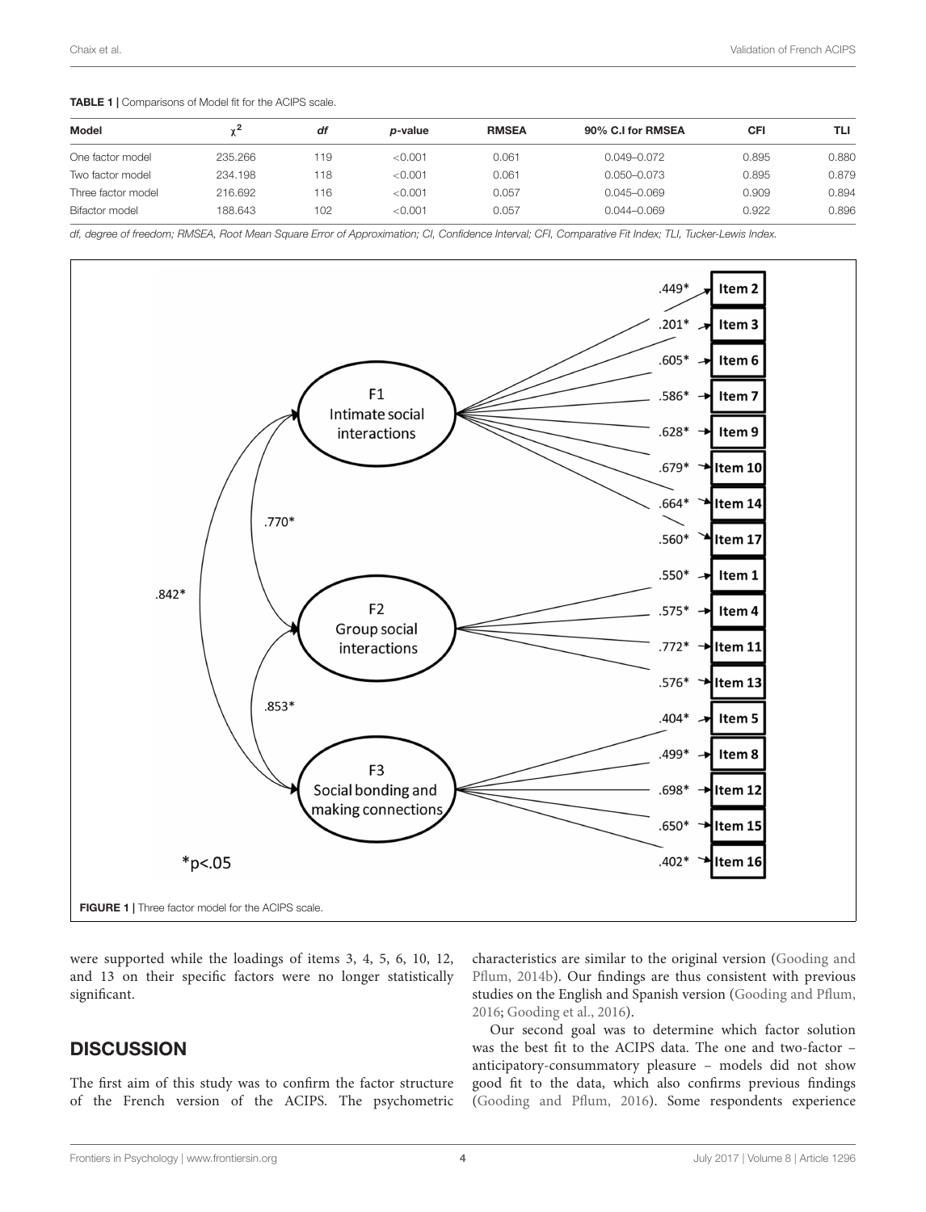**TABLE 1 |** Comparisons of Model fit for the ACIPS scale.

| Model | $\chi^2$ | *df* | *p*-value | RMSEA | 90% C.I for RMSEA | CFI | TLI |
|---|---|---|---|---|---|---|---|
| One factor model | 235.266 | 119 | <0.001 | 0.061 | 0.049–0.072 | 0.895 | 0.880 |
| Two factor model | 234.198 | 118 | <0.001 | 0.061 | 0.050–0.073 | 0.895 | 0.879 |
| Three factor model | 216.692 | 116 | <0.001 | 0.057 | 0.045–0.069 | 0.909 | 0.894 |
| Bifactor model | 188.643 | 102 | <0.001 | 0.057 | 0.044–0.069 | 0.922 | 0.896 |

*df, degree of freedom; RMSEA, Root Mean Square Error of Approximation; CI, Confidence Interval; CFI, Comparative Fit Index; TLI, Tucker-Lewis Index.*

**FIGURE 1 |** Three factor model for the ACIPS scale.

were supported while the loadings of items 3, 4, 5, 6, 10, 12, and 13 on their specific factors were no longer statistically significant.

## DISCUSSION

The first aim of this study was to confirm the factor structure of the French version of the ACIPS. The psychometric characteristics are similar to the original version (Gooding and Pflum, 2014b). Our findings are thus consistent with previous studies on the English and Spanish version (Gooding and Pflum, 2016; Gooding et al., 2016).

Our second goal was to determine which factor solution was the best fit to the ACIPS data. The one and two-factor – anticipatory-consummatory pleasure – models did not show good fit to the data, which also confirms previous findings (Gooding and Pflum, 2016). Some respondents experience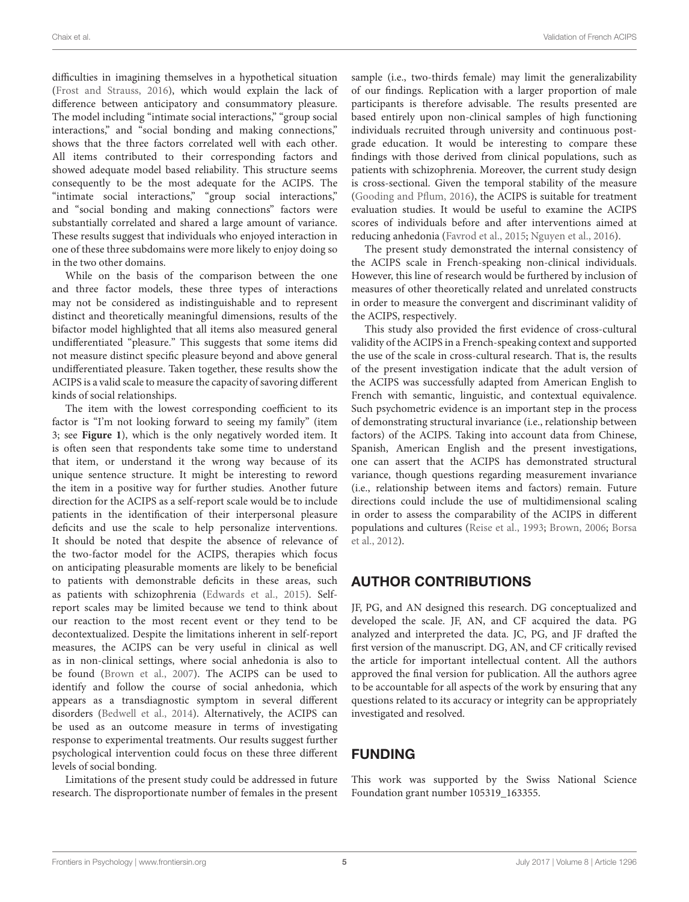difficulties in imagining themselves in a hypothetical situation (Frost and Strauss, 2016), which would explain the lack of difference between anticipatory and consummatory pleasure. The model including "intimate social interactions," "group social interactions," and "social bonding and making connections," shows that the three factors correlated well with each other. All items contributed to their corresponding factors and showed adequate model based reliability. This structure seems consequently to be the most adequate for the ACIPS. The "intimate social interactions," "group social interactions," and "social bonding and making connections" factors were substantially correlated and shared a large amount of variance. These results suggest that individuals who enjoyed interaction in one of these three subdomains were more likely to enjoy doing so in the two other domains.

While on the basis of the comparison between the one and three factor models, these three types of interactions may not be considered as indistinguishable and to represent distinct and theoretically meaningful dimensions, results of the bifactor model highlighted that all items also measured general undifferentiated "pleasure." This suggests that some items did not measure distinct specific pleasure beyond and above general undifferentiated pleasure. Taken together, these results show the ACIPS is a valid scale to measure the capacity of savoring different kinds of social relationships.

The item with the lowest corresponding coefficient to its factor is "I'm not looking forward to seeing my family" (item 3; see **Figure 1**), which is the only negatively worded item. It is often seen that respondents take some time to understand that item, or understand it the wrong way because of its unique sentence structure. It might be interesting to reword the item in a positive way for further studies. Another future direction for the ACIPS as a self-report scale would be to include patients in the identification of their interpersonal pleasure deficits and use the scale to help personalize interventions. It should be noted that despite the absence of relevance of the two-factor model for the ACIPS, therapies which focus on anticipating pleasurable moments are likely to be beneficial to patients with demonstrable deficits in these areas, such as patients with schizophrenia (Edwards et al., 2015). Self-report scales may be limited because we tend to think about our reaction to the most recent event or they tend to be decontextualized. Despite the limitations inherent in self-report measures, the ACIPS can be very useful in clinical as well as in non-clinical settings, where social anhedonia is also to be found (Brown et al., 2007). The ACIPS can be used to identify and follow the course of social anhedonia, which appears as a transdiagnostic symptom in several different disorders (Bedwell et al., 2014). Alternatively, the ACIPS can be used as an outcome measure in terms of investigating response to experimental treatments. Our results suggest further psychological intervention could focus on these three different levels of social bonding.

Limitations of the present study could be addressed in future research. The disproportionate number of females in the present sample (i.e., two-thirds female) may limit the generalizability of our findings. Replication with a larger proportion of male participants is therefore advisable. The results presented are based entirely upon non-clinical samples of high functioning individuals recruited through university and continuous post-grade education. It would be interesting to compare these findings with those derived from clinical populations, such as patients with schizophrenia. Moreover, the current study design is cross-sectional. Given the temporal stability of the measure (Gooding and Pflum, 2016), the ACIPS is suitable for treatment evaluation studies. It would be useful to examine the ACIPS scores of individuals before and after interventions aimed at reducing anhedonia (Favrod et al., 2015; Nguyen et al., 2016).

The present study demonstrated the internal consistency of the ACIPS scale in French-speaking non-clinical individuals. However, this line of research would be furthered by inclusion of measures of other theoretically related and unrelated constructs in order to measure the convergent and discriminant validity of the ACIPS, respectively.

This study also provided the first evidence of cross-cultural validity of the ACIPS in a French-speaking context and supported the use of the scale in cross-cultural research. That is, the results of the present investigation indicate that the adult version of the ACIPS was successfully adapted from American English to French with semantic, linguistic, and contextual equivalence. Such psychometric evidence is an important step in the process of demonstrating structural invariance (i.e., relationship between factors) of the ACIPS. Taking into account data from Chinese, Spanish, American English and the present investigations, one can assert that the ACIPS has demonstrated structural variance, though questions regarding measurement invariance (i.e., relationship between items and factors) remain. Future directions could include the use of multidimensional scaling in order to assess the comparability of the ACIPS in different populations and cultures (Reise et al., 1993; Brown, 2006; Borsa et al., 2012).

## AUTHOR CONTRIBUTIONS

JF, PG, and AN designed this research. DG conceptualized and developed the scale. JF, AN, and CF acquired the data. PG analyzed and interpreted the data. JC, PG, and JF drafted the first version of the manuscript. DG, AN, and CF critically revised the article for important intellectual content. All the authors approved the final version for publication. All the authors agree to be accountable for all aspects of the work by ensuring that any questions related to its accuracy or integrity can be appropriately investigated and resolved.

## FUNDING

This work was supported by the Swiss National Science Foundation grant number 105319_163355.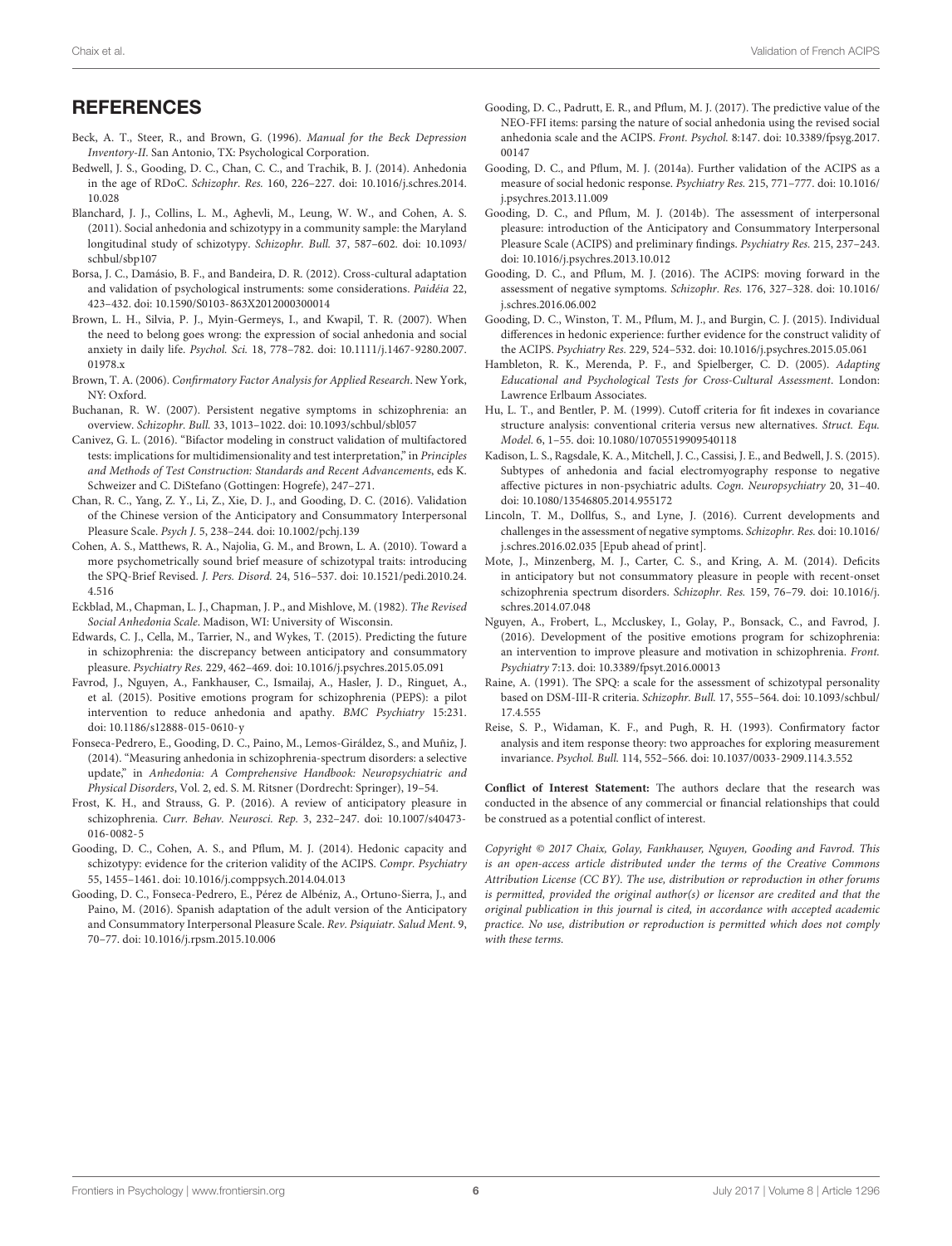## REFERENCES

Beck, A. T., Steer, R., and Brown, G. (1996). *Manual for the Beck Depression Inventory-II*. San Antonio, TX: Psychological Corporation.

Bedwell, J. S., Gooding, D. C., Chan, C. C., and Trachik, B. J. (2014). Anhedonia in the age of RDoC. *Schizophr. Res.* 160, 226–227. doi: 10.1016/j.schres.2014.10.028

Blanchard, J. J., Collins, L. M., Aghevli, M., Leung, W. W., and Cohen, A. S. (2011). Social anhedonia and schizotypy in a community sample: the Maryland longitudinal study of schizotypy. *Schizophr. Bull.* 37, 587–602. doi: 10.1093/schbul/sbp107

Borsa, J. C., Damásio, B. F., and Bandeira, D. R. (2012). Cross-cultural adaptation and validation of psychological instruments: some considerations. *Paidéia* 22, 423–432. doi: 10.1590/S0103-863X2012000300014

Brown, L. H., Silvia, P. J., Myin-Germeys, I., and Kwapil, T. R. (2007). When the need to belong goes wrong: the expression of social anhedonia and social anxiety in daily life. *Psychol. Sci.* 18, 778–782. doi: 10.1111/j.1467-9280.2007.01978.x

Brown, T. A. (2006). *Confirmatory Factor Analysis for Applied Research*. New York, NY: Oxford.

Buchanan, R. W. (2007). Persistent negative symptoms in schizophrenia: an overview. *Schizophr. Bull.* 33, 1013–1022. doi: 10.1093/schbul/sbl057

Canivez, G. L. (2016). "Bifactor modeling in construct validation of multifactored tests: implications for multidimensionality and test interpretation," in *Principles and Methods of Test Construction: Standards and Recent Advancements*, eds K. Schweizer and C. DiStefano (Gottingen: Hogrefe), 247–271.

Chan, R. C., Yang, Z. Y., Li, Z., Xie, D. J., and Gooding, D. C. (2016). Validation of the Chinese version of the Anticipatory and Consummatory Interpersonal Pleasure Scale. *Psych J.* 5, 238–244. doi: 10.1002/pchj.139

Cohen, A. S., Matthews, R. A., Najolia, G. M., and Brown, L. A. (2010). Toward a more psychometrically sound brief measure of schizotypal traits: introducing the SPQ-Brief Revised. *J. Pers. Disord.* 24, 516–537. doi: 10.1521/pedi.2010.24.4.516

Eckblad, M., Chapman, L. J., Chapman, J. P., and Mishlove, M. (1982). *The Revised Social Anhedonia Scale*. Madison, WI: University of Wisconsin.

Edwards, C. J., Cella, M., Tarrier, N., and Wykes, T. (2015). Predicting the future in schizophrenia: the discrepancy between anticipatory and consummatory pleasure. *Psychiatry Res.* 229, 462–469. doi: 10.1016/j.psychres.2015.05.091

Favrod, J., Nguyen, A., Fankhauser, C., Ismailaj, A., Hasler, J. D., Ringuet, A., et al. (2015). Positive emotions program for schizophrenia (PEPS): a pilot intervention to reduce anhedonia and apathy. *BMC Psychiatry* 15:231. doi: 10.1186/s12888-015-0610-y

Fonseca-Pedrero, E., Gooding, D. C., Paino, M., Lemos-Giráldez, S., and Muñiz, J. (2014). "Measuring anhedonia in schizophrenia-spectrum disorders: a selective update," in *Anhedonia: A Comprehensive Handbook: Neuropsychiatric and Physical Disorders*, Vol. 2, ed. S. M. Ritsner (Dordrecht: Springer), 19–54.

Frost, K. H., and Strauss, G. P. (2016). A review of anticipatory pleasure in schizophrenia. *Curr. Behav. Neurosci. Rep.* 3, 232–247. doi: 10.1007/s40473-016-0082-5

Gooding, D. C., Cohen, A. S., and Pflum, M. J. (2014). Hedonic capacity and schizotypy: evidence for the criterion validity of the ACIPS. *Compr. Psychiatry* 55, 1455–1461. doi: 10.1016/j.comppsych.2014.04.013

Gooding, D. C., Fonseca-Pedrero, E., Pérez de Albéniz, A., Ortuno-Sierra, J., and Paino, M. (2016). Spanish adaptation of the adult version of the Anticipatory and Consummatory Interpersonal Pleasure Scale. *Rev. Psiquiatr. Salud Ment.* 9, 70–77. doi: 10.1016/j.rpsm.2015.10.006

Gooding, D. C., Padrutt, E. R., and Pflum, M. J. (2017). The predictive value of the NEO-FFI items: parsing the nature of social anhedonia using the revised social anhedonia scale and the ACIPS. *Front. Psychol.* 8:147. doi: 10.3389/fpsyg.2017.00147

Gooding, D. C., and Pflum, M. J. (2014a). Further validation of the ACIPS as a measure of social hedonic response. *Psychiatry Res.* 215, 771–777. doi: 10.1016/j.psychres.2013.11.009

Gooding, D. C., and Pflum, M. J. (2014b). The assessment of interpersonal pleasure: introduction of the Anticipatory and Consummatory Interpersonal Pleasure Scale (ACIPS) and preliminary findings. *Psychiatry Res.* 215, 237–243. doi: 10.1016/j.psychres.2013.10.012

Gooding, D. C., and Pflum, M. J. (2016). The ACIPS: moving forward in the assessment of negative symptoms. *Schizophr. Res.* 176, 327–328. doi: 10.1016/j.schres.2016.06.002

Gooding, D. C., Winston, T. M., Pflum, M. J., and Burgin, C. J. (2015). Individual differences in hedonic experience: further evidence for the construct validity of the ACIPS. *Psychiatry Res.* 229, 524–532. doi: 10.1016/j.psychres.2015.05.061

Hambleton, R. K., Merenda, P. F., and Spielberger, C. D. (2005). *Adapting Educational and Psychological Tests for Cross-Cultural Assessment*. London: Lawrence Erlbaum Associates.

Hu, L. T., and Bentler, P. M. (1999). Cutoff criteria for fit indexes in covariance structure analysis: conventional criteria versus new alternatives. *Struct. Equ. Model.* 6, 1–55. doi: 10.1080/10705519909540118

Kadison, L. S., Ragsdale, K. A., Mitchell, J. C., Cassisi, J. E., and Bedwell, J. S. (2015). Subtypes of anhedonia and facial electromyography response to negative affective pictures in non-psychiatric adults. *Cogn. Neuropsychiatry* 20, 31–40. doi: 10.1080/13546805.2014.955172

Lincoln, T. M., Dollfus, S., and Lyne, J. (2016). Current developments and challenges in the assessment of negative symptoms. *Schizophr. Res.* doi: 10.1016/j.schres.2016.02.035 [Epub ahead of print].

Mote, J., Minzenberg, M. J., Carter, C. S., and Kring, A. M. (2014). Deficits in anticipatory but not consummatory pleasure in people with recent-onset schizophrenia spectrum disorders. *Schizophr. Res.* 159, 76–79. doi: 10.1016/j.schres.2014.07.048

Nguyen, A., Frobert, L., Mccluskey, I., Golay, P., Bonsack, C., and Favrod, J. (2016). Development of the positive emotions program for schizophrenia: an intervention to improve pleasure and motivation in schizophrenia. *Front. Psychiatry* 7:13. doi: 10.3389/fpsyt.2016.00013

Raine, A. (1991). The SPQ: a scale for the assessment of schizotypal personality based on DSM-III-R criteria. *Schizophr. Bull.* 17, 555–564. doi: 10.1093/schbul/17.4.555

Reise, S. P., Widaman, K. F., and Pugh, R. H. (1993). Confirmatory factor analysis and item response theory: two approaches for exploring measurement invariance. *Psychol. Bull.* 114, 552–566. doi: 10.1037/0033-2909.114.3.552

**Conflict of Interest Statement:** The authors declare that the research was conducted in the absence of any commercial or financial relationships that could be construed as a potential conflict of interest.

*Copyright © 2017 Chaix, Golay, Fankhauser, Nguyen, Gooding and Favrod. This is an open-access article distributed under the terms of the Creative Commons Attribution License (CC BY). The use, distribution or reproduction in other forums is permitted, provided the original author(s) or licensor are credited and that the original publication in this journal is cited, in accordance with accepted academic practice. No use, distribution or reproduction is permitted which does not comply with these terms.*